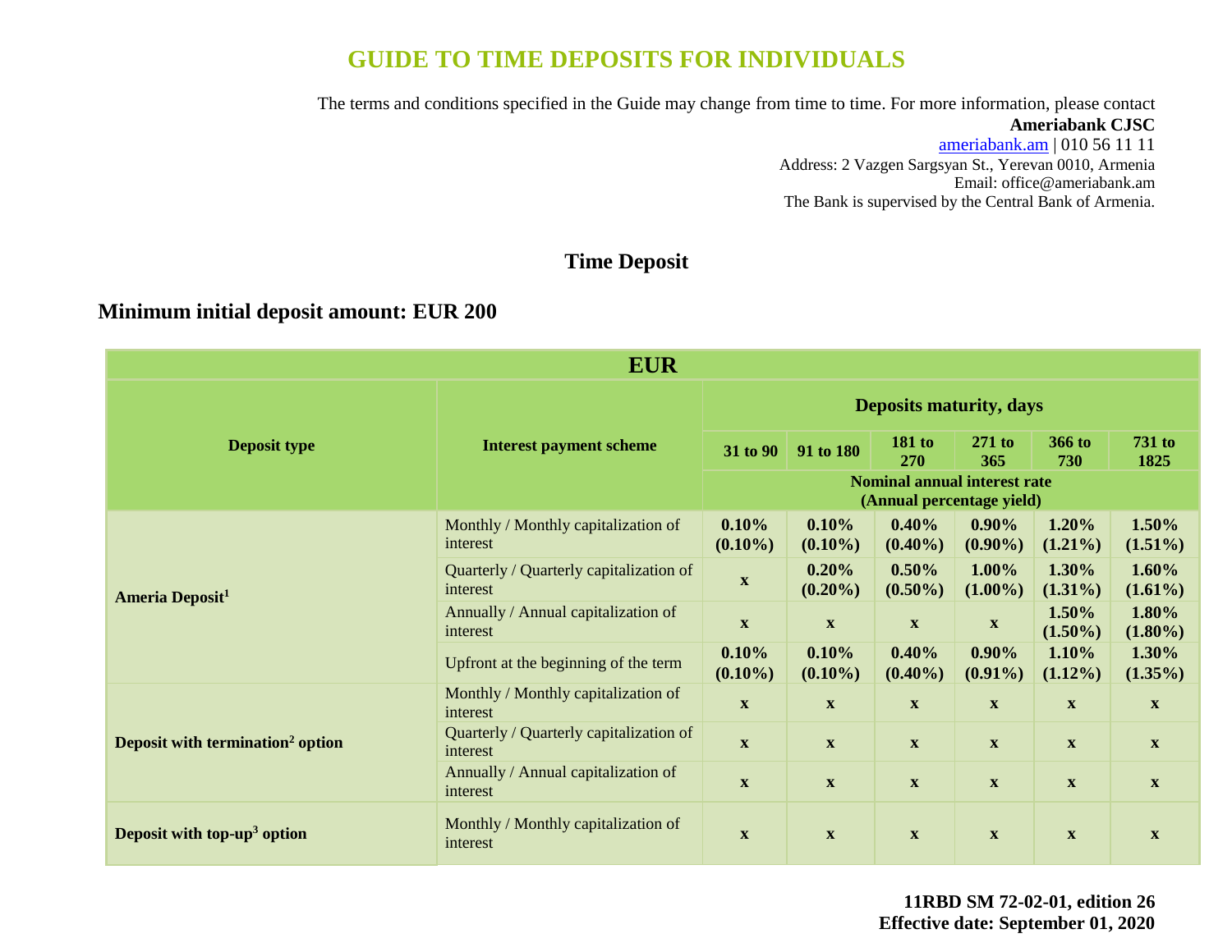# GUIDE TO TIME DEPOSITS FOR INDIVIDUALS

The terms and conditions specified in the Guide may change from time to time. For more information, please contact
**Ameriabank CJSC**
ameriabank.am | 010 56 11 11
Address: 2 Vazgen Sargsyan St., Yerevan 0010, Armenia
Email: office@ameriabank.am
The Bank is supervised by the Central Bank of Armenia.

## Time Deposit

### Minimum initial deposit amount: EUR 200

| EUR | | | | | | | |
|---|---|---|---|---|---|---|---|
| **Deposit type** | **Interest payment scheme** | **Deposits maturity, days** | | | | | |
| | | **31 to 90** | **91 to 180** | **181 to 270** | **271 to 365** | **366 to 730** | **731 to 1825** |
| | | **Nominal annual interest rate (Annual percentage yield)** | | | | | |
| **Ameria Deposit[1]** | Monthly / Monthly capitalization of interest | **0.10% (0.10%)** | **0.10% (0.10%)** | **0.40% (0.40%)** | **0.90% (0.90%)** | **1.20% (1.21%)** | **1.50% (1.51%)** |
| | Quarterly / Quarterly capitalization of interest | **x** | **0.20% (0.20%)** | **0.50% (0.50%)** | **1.00% (1.00%)** | **1.30% (1.31%)** | **1.60% (1.61%)** |
| | Annually / Annual capitalization of interest | **x** | **x** | **x** | **x** | **1.50% (1.50%)** | **1.80% (1.80%)** |
| | Upfront at the beginning of the term | **0.10% (0.10%)** | **0.10% (0.10%)** | **0.40% (0.40%)** | **0.90% (0.91%)** | **1.10% (1.12%)** | **1.30% (1.35%)** |
| **Deposit with termination[2] option** | Monthly / Monthly capitalization of interest | **x** | **x** | **x** | **x** | **x** | **x** |
| | Quarterly / Quarterly capitalization of interest | **x** | **x** | **x** | **x** | **x** | **x** |
| | Annually / Annual capitalization of interest | **x** | **x** | **x** | **x** | **x** | **x** |
| **Deposit with top-up[3] option** | Monthly / Monthly capitalization of interest | **x** | **x** | **x** | **x** | **x** | **x** |

**11RBD SM 72-02-01, edition 26**
**Effective date: September 01, 2020**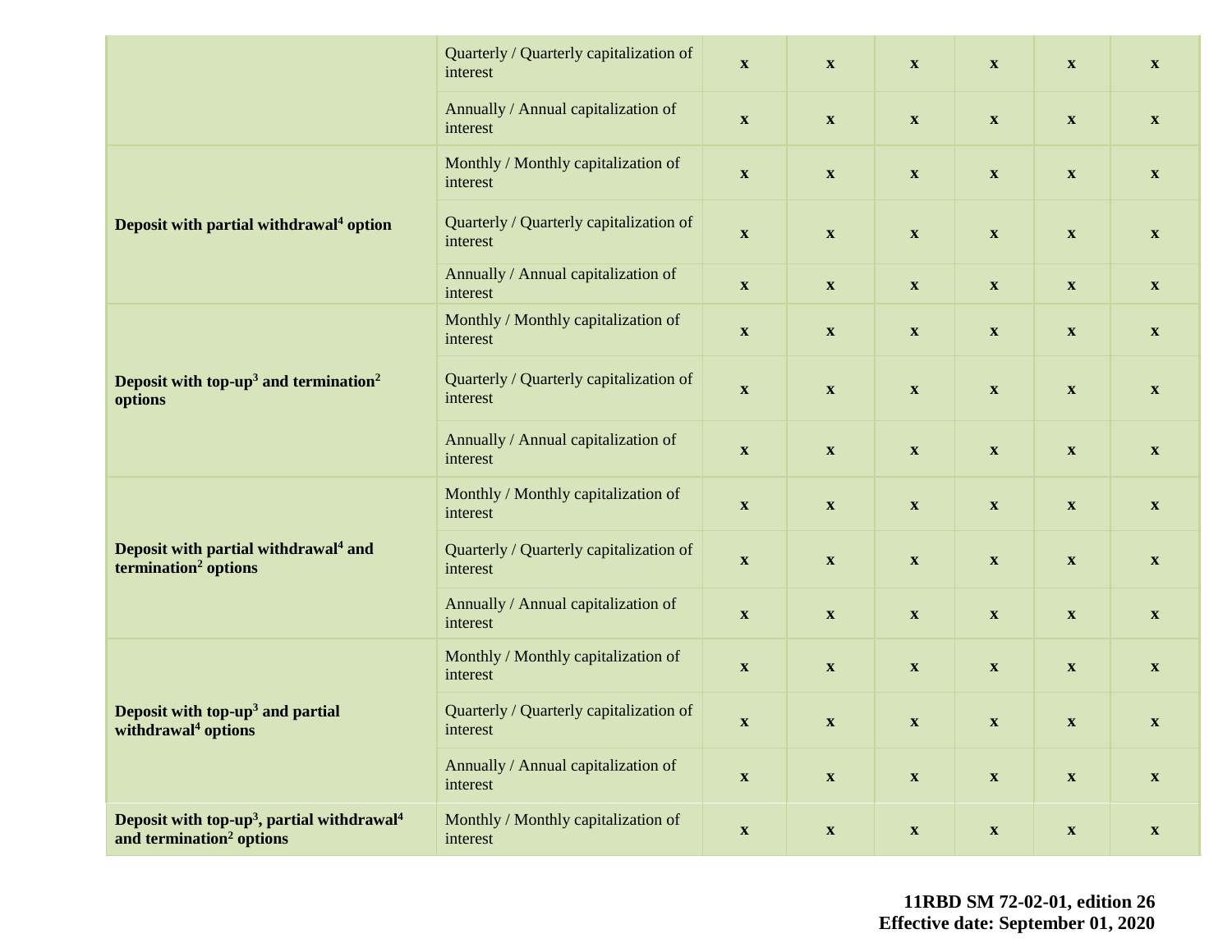| | | | | | | | |
|---|---|---|---|---|---|---|---|
| | Quarterly / Quarterly capitalization of interest | x | x | x | x | x | x |
| | Annually / Annual capitalization of interest | x | x | x | x | x | x |
| **Deposit with partial withdrawal[4] option** | Monthly / Monthly capitalization of interest | x | x | x | x | x | x |
| | Quarterly / Quarterly capitalization of interest | x | x | x | x | x | x |
| | Annually / Annual capitalization of interest | x | x | x | x | x | x |
| **Deposit with top-up[3] and termination[2] options** | Monthly / Monthly capitalization of interest | x | x | x | x | x | x |
| | Quarterly / Quarterly capitalization of interest | x | x | x | x | x | x |
| | Annually / Annual capitalization of interest | x | x | x | x | x | x |
| **Deposit with partial withdrawal[4] and termination[2] options** | Monthly / Monthly capitalization of interest | x | x | x | x | x | x |
| | Quarterly / Quarterly capitalization of interest | x | x | x | x | x | x |
| | Annually / Annual capitalization of interest | x | x | x | x | x | x |
| **Deposit with top-up[3] and partial withdrawal[4] options** | Monthly / Monthly capitalization of interest | x | x | x | x | x | x |
| | Quarterly / Quarterly capitalization of interest | x | x | x | x | x | x |
| | Annually / Annual capitalization of interest | x | x | x | x | x | x |
| **Deposit with top-up[3], partial withdrawal[4] and termination[2] options** | Monthly / Monthly capitalization of interest | x | x | x | x | x | x |

**11RBD SM 72-02-01, edition 26**
**Effective date: September 01, 2020**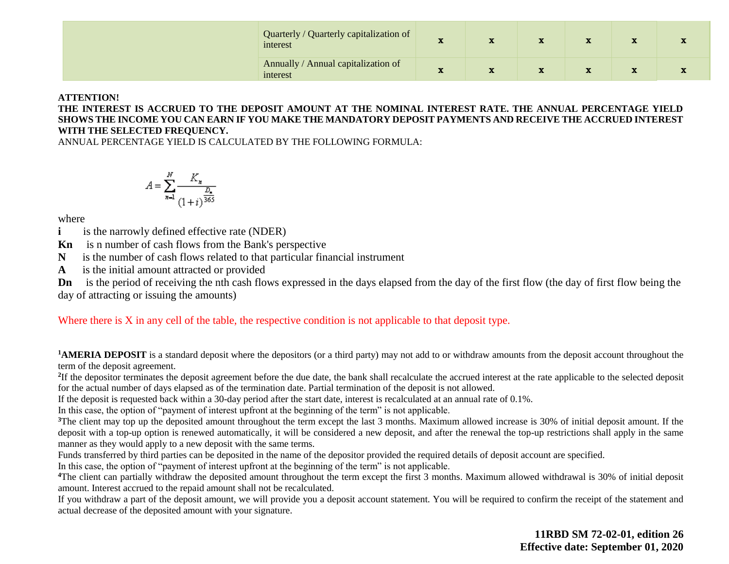| | | | | | | | |
|---|---|---|---|---|---|---|---|
| | Quarterly / Quarterly capitalization of interest | x | x | x | x | x | x |
| | Annually / Annual capitalization of interest | x | x | x | x | x | x |

**ATTENTION!**

**THE INTEREST IS ACCRUED TO THE DEPOSIT AMOUNT AT THE NOMINAL INTEREST RATE. THE ANNUAL PERCENTAGE YIELD SHOWS THE INCOME YOU CAN EARN IF YOU MAKE THE MANDATORY DEPOSIT PAYMENTS AND RECEIVE THE ACCRUED INTEREST WITH THE SELECTED FREQUENCY.**

ANNUAL PERCENTAGE YIELD IS CALCULATED BY THE FOLLOWING FORMULA:

$$A = \sum_{n=1}^{N} \frac{K_n}{(1+i)^{\frac{D_n}{365}}}$$

where

**i** is the narrowly defined effective rate (NDER)

**Kn** is n number of cash flows from the Bank's perspective

**N** is the number of cash flows related to that particular financial instrument

**A** is the initial amount attracted or provided

**Dn** is the period of receiving the nth cash flows expressed in the days elapsed from the day of the first flow (the day of first flow being the day of attracting or issuing the amounts)

Where there is X in any cell of the table, the respective condition is not applicable to that deposit type.

[1]**AMERIA DEPOSIT** is a standard deposit where the depositors (or a third party) may not add to or withdraw amounts from the deposit account throughout the term of the deposit agreement.

[2]If the depositor terminates the deposit agreement before the due date, the bank shall recalculate the accrued interest at the rate applicable to the selected deposit for the actual number of days elapsed as of the termination date. Partial termination of the deposit is not allowed.

If the deposit is requested back within a 30-day period after the start date, interest is recalculated at an annual rate of 0.1%.

In this case, the option of "payment of interest upfront at the beginning of the term" is not applicable.

[3]The client may top up the deposited amount throughout the term except the last 3 months. Maximum allowed increase is 30% of initial deposit amount. If the deposit with a top-up option is renewed automatically, it will be considered a new deposit, and after the renewal the top-up restrictions shall apply in the same manner as they would apply to a new deposit with the same terms.

Funds transferred by third parties can be deposited in the name of the depositor provided the required details of deposit account are specified.

In this case, the option of "payment of interest upfront at the beginning of the term" is not applicable.

[4]The client can partially withdraw the deposited amount throughout the term except the first 3 months. Maximum allowed withdrawal is 30% of initial deposit amount. Interest accrued to the repaid amount shall not be recalculated.

If you withdraw a part of the deposit amount, we will provide you a deposit account statement. You will be required to confirm the receipt of the statement and actual decrease of the deposited amount with your signature.

**11RBD SM 72-02-01, edition 26**
**Effective date: September 01, 2020**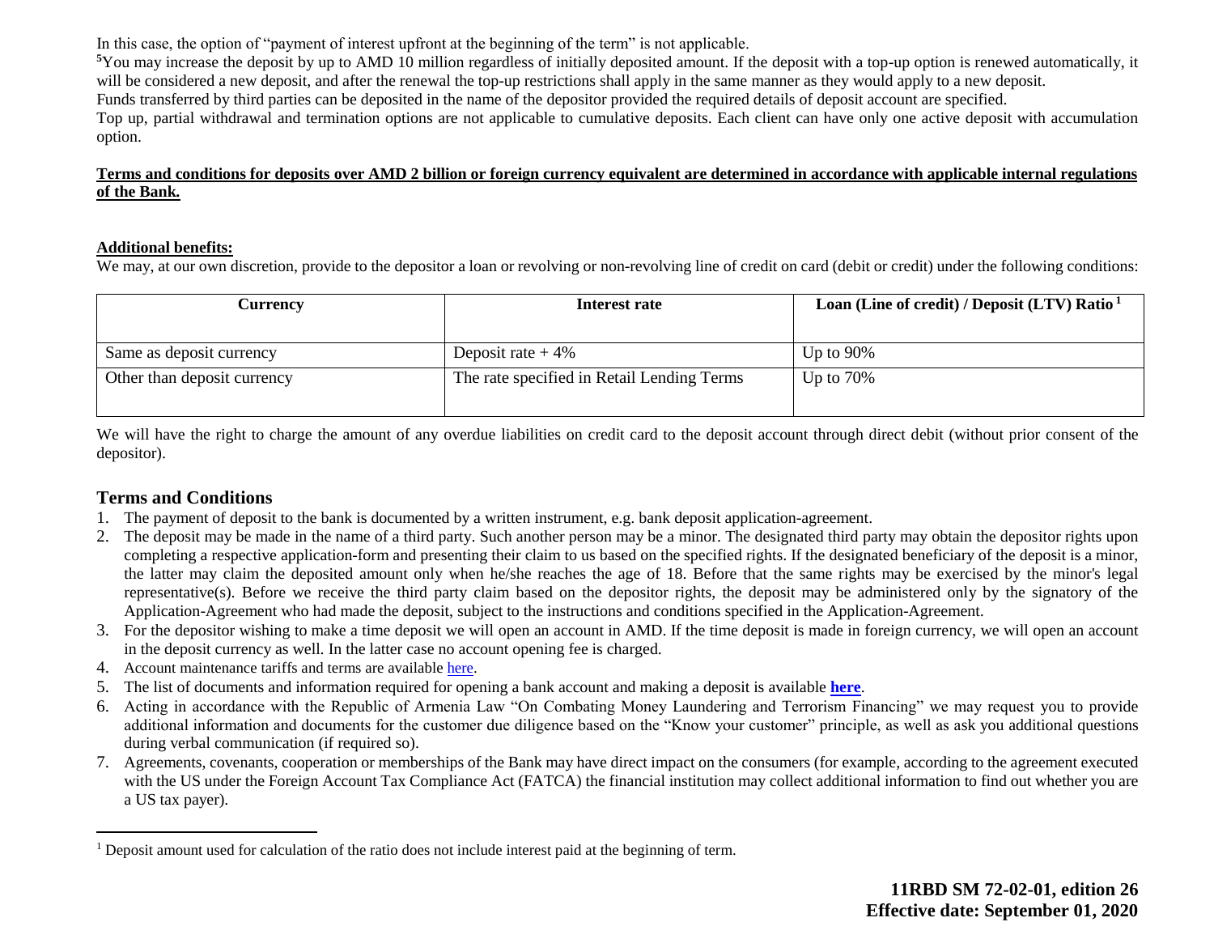In this case, the option of "payment of interest upfront at the beginning of the term" is not applicable.

[5]You may increase the deposit by up to AMD 10 million regardless of initially deposited amount. If the deposit with a top-up option is renewed automatically, it will be considered a new deposit, and after the renewal the top-up restrictions shall apply in the same manner as they would apply to a new deposit.

Funds transferred by third parties can be deposited in the name of the depositor provided the required details of deposit account are specified.

Top up, partial withdrawal and termination options are not applicable to cumulative deposits. Each client can have only one active deposit with accumulation option.

**Terms and conditions for deposits over AMD 2 billion or foreign currency equivalent are determined in accordance with applicable internal regulations of the Bank.**

**Additional benefits:**

We may, at our own discretion, provide to the depositor a loan or revolving or non-revolving line of credit on card (debit or credit) under the following conditions:

| Currency | Interest rate | Loan (Line of credit) / Deposit (LTV) Ratio [1] |
|---|---|---|
| Same as deposit currency | Deposit rate + 4% | Up to 90% |
| Other than deposit currency | The rate specified in Retail Lending Terms | Up to 70% |

We will have the right to charge the amount of any overdue liabilities on credit card to the deposit account through direct debit (without prior consent of the depositor).

## Terms and Conditions

1. The payment of deposit to the bank is documented by a written instrument, e.g. bank deposit application-agreement.
2. The deposit may be made in the name of a third party. Such another person may be a minor. The designated third party may obtain the depositor rights upon completing a respective application-form and presenting their claim to us based on the specified rights. If the designated beneficiary of the deposit is a minor, the latter may claim the deposited amount only when he/she reaches the age of 18. Before that the same rights may be exercised by the minor's legal representative(s). Before we receive the third party claim based on the depositor rights, the deposit may be administered only by the signatory of the Application-Agreement who had made the deposit, subject to the instructions and conditions specified in the Application-Agreement.
3. For the depositor wishing to make a time deposit we will open an account in AMD. If the time deposit is made in foreign currency, we will open an account in the deposit currency as well. In the latter case no account opening fee is charged.
4. Account maintenance tariffs and terms are available here.
5. The list of documents and information required for opening a bank account and making a deposit is available **here**.
6. Acting in accordance with the Republic of Armenia Law "On Combating Money Laundering and Terrorism Financing" we may request you to provide additional information and documents for the customer due diligence based on the "Know your customer" principle, as well as ask you additional questions during verbal communication (if required so).
7. Agreements, covenants, cooperation or memberships of the Bank may have direct impact on the consumers (for example, according to the agreement executed with the US under the Foreign Account Tax Compliance Act (FATCA) the financial institution may collect additional information to find out whether you are a US tax payer).

[1] Deposit amount used for calculation of the ratio does not include interest paid at the beginning of term.

**11RBD SM 72-02-01, edition 26**
**Effective date: September 01, 2020**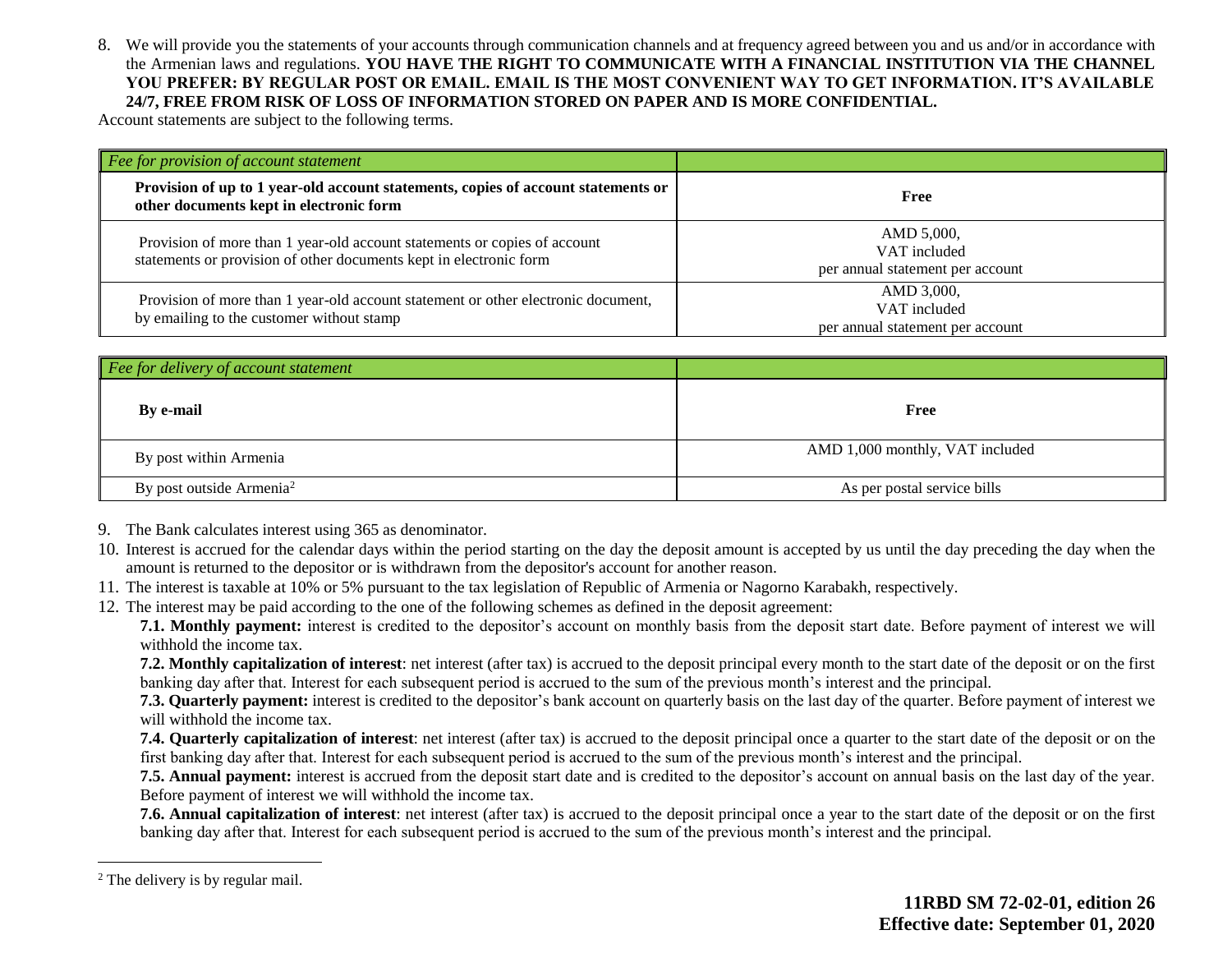8. We will provide you the statements of your accounts through communication channels and at frequency agreed between you and us and/or in accordance with the Armenian laws and regulations. **YOU HAVE THE RIGHT TO COMMUNICATE WITH A FINANCIAL INSTITUTION VIA THE CHANNEL YOU PREFER: BY REGULAR POST OR EMAIL. EMAIL IS THE MOST CONVENIENT WAY TO GET INFORMATION. IT'S AVAILABLE 24/7, FREE FROM RISK OF LOSS OF INFORMATION STORED ON PAPER AND IS MORE CONFIDENTIAL.**

Account statements are subject to the following terms.

| *Fee for provision of account statement* | |
|---|---|
| **Provision of up to 1 year-old account statements, copies of account statements or other documents kept in electronic form** | **Free** |
| Provision of more than 1 year-old account statements or copies of account statements or provision of other documents kept in electronic form | AMD 5,000, VAT included per annual statement per account |
| Provision of more than 1 year-old account statement or other electronic document, by emailing to the customer without stamp | AMD 3,000, VAT included per annual statement per account |

| *Fee for delivery of account statement* | |
|---|---|
| **By e-mail** | **Free** |
| By post within Armenia | AMD 1,000 monthly, VAT included |
| By post outside Armenia[2] | As per postal service bills |

9. The Bank calculates interest using 365 as denominator.
10. Interest is accrued for the calendar days within the period starting on the day the deposit amount is accepted by us until the day preceding the day when the amount is returned to the depositor or is withdrawn from the depositor's account for another reason.
11. The interest is taxable at 10% or 5% pursuant to the tax legislation of Republic of Armenia or Nagorno Karabakh, respectively.
12. The interest may be paid according to the one of the following schemes as defined in the deposit agreement:

    **7.1. Monthly payment:** interest is credited to the depositor's account on monthly basis from the deposit start date. Before payment of interest we will withhold the income tax.

    **7.2. Monthly capitalization of interest**: net interest (after tax) is accrued to the deposit principal every month to the start date of the deposit or on the first banking day after that. Interest for each subsequent period is accrued to the sum of the previous month's interest and the principal.

    **7.3. Quarterly payment:** interest is credited to the depositor's bank account on quarterly basis on the last day of the quarter. Before payment of interest we will withhold the income tax.

    **7.4. Quarterly capitalization of interest**: net interest (after tax) is accrued to the deposit principal once a quarter to the start date of the deposit or on the first banking day after that. Interest for each subsequent period is accrued to the sum of the previous month's interest and the principal.

    **7.5. Annual payment:** interest is accrued from the deposit start date and is credited to the depositor's account on annual basis on the last day of the year. Before payment of interest we will withhold the income tax.

    **7.6. Annual capitalization of interest**: net interest (after tax) is accrued to the deposit principal once a year to the start date of the deposit or on the first banking day after that. Interest for each subsequent period is accrued to the sum of the previous month's interest and the principal.

[2] The delivery is by regular mail.

**11RBD SM 72-02-01, edition 26**
**Effective date: September 01, 2020**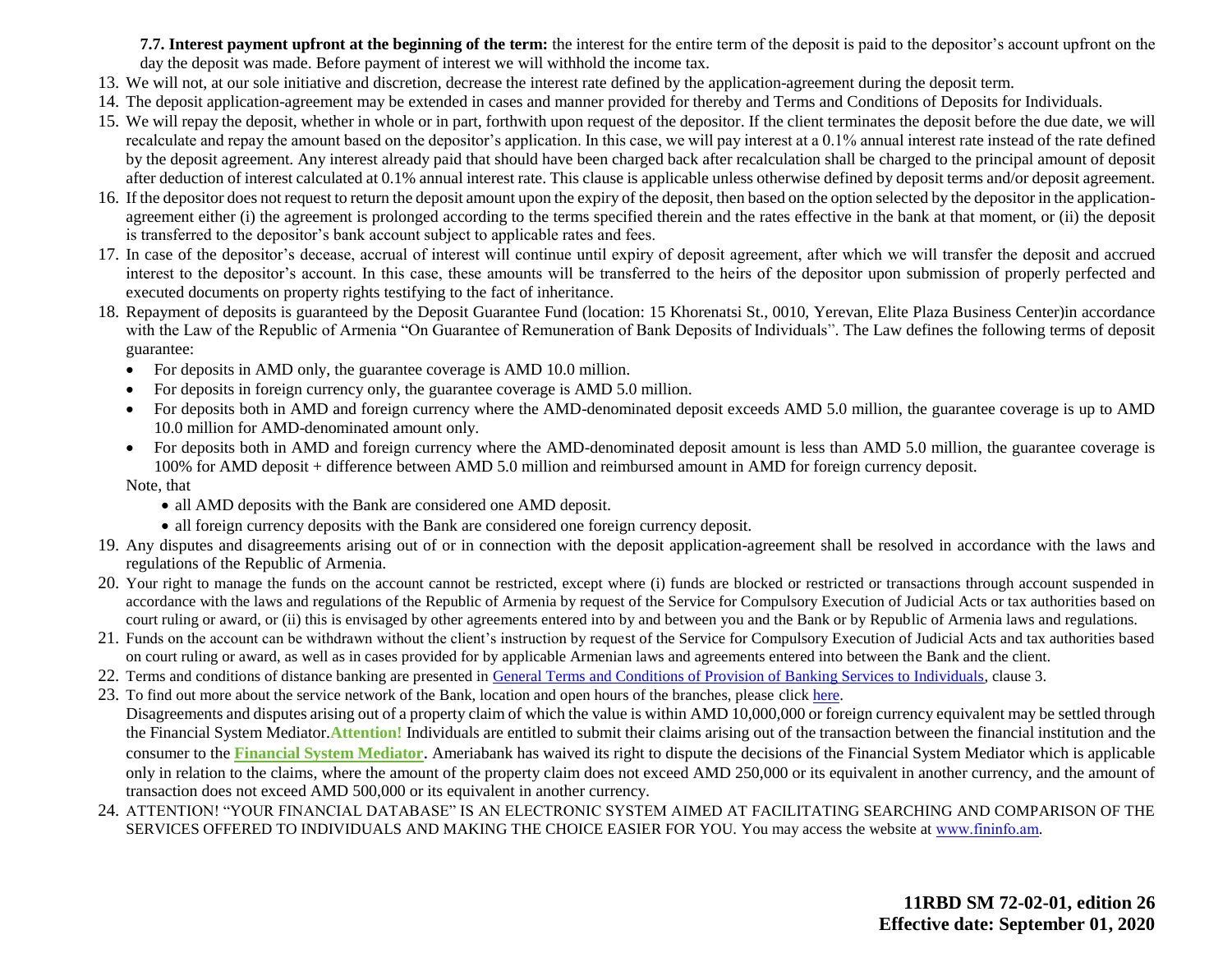**7.7. Interest payment upfront at the beginning of the term:** the interest for the entire term of the deposit is paid to the depositor's account upfront on the day the deposit was made. Before payment of interest we will withhold the income tax.

13. We will not, at our sole initiative and discretion, decrease the interest rate defined by the application-agreement during the deposit term.
14. The deposit application-agreement may be extended in cases and manner provided for thereby and Terms and Conditions of Deposits for Individuals.
15. We will repay the deposit, whether in whole or in part, forthwith upon request of the depositor. If the client terminates the deposit before the due date, we will recalculate and repay the amount based on the depositor's application. In this case, we will pay interest at a 0.1% annual interest rate instead of the rate defined by the deposit agreement. Any interest already paid that should have been charged back after recalculation shall be charged to the principal amount of deposit after deduction of interest calculated at 0.1% annual interest rate. This clause is applicable unless otherwise defined by deposit terms and/or deposit agreement.
16. If the depositor does not request to return the deposit amount upon the expiry of the deposit, then based on the option selected by the depositor in the application-agreement either (i) the agreement is prolonged according to the terms specified therein and the rates effective in the bank at that moment, or (ii) the deposit is transferred to the depositor's bank account subject to applicable rates and fees.
17. In case of the depositor's decease, accrual of interest will continue until expiry of deposit agreement, after which we will transfer the deposit and accrued interest to the depositor's account. In this case, these amounts will be transferred to the heirs of the depositor upon submission of properly perfected and executed documents on property rights testifying to the fact of inheritance.
18. Repayment of deposits is guaranteed by the Deposit Guarantee Fund (location: 15 Khorenatsi St., 0010, Yerevan, Elite Plaza Business Center)in accordance with the Law of the Republic of Armenia "On Guarantee of Remuneration of Bank Deposits of Individuals". The Law defines the following terms of deposit guarantee:
    - For deposits in AMD only, the guarantee coverage is AMD 10.0 million.
    - For deposits in foreign currency only, the guarantee coverage is AMD 5.0 million.
    - For deposits both in AMD and foreign currency where the AMD-denominated deposit exceeds AMD 5.0 million, the guarantee coverage is up to AMD 10.0 million for AMD-denominated amount only.
    - For deposits both in AMD and foreign currency where the AMD-denominated deposit amount is less than AMD 5.0 million, the guarantee coverage is 100% for AMD deposit + difference between AMD 5.0 million and reimbursed amount in AMD for foreign currency deposit.

    Note, that
    - all AMD deposits with the Bank are considered one AMD deposit.
    - all foreign currency deposits with the Bank are considered one foreign currency deposit.
19. Any disputes and disagreements arising out of or in connection with the deposit application-agreement shall be resolved in accordance with the laws and regulations of the Republic of Armenia.
20. Your right to manage the funds on the account cannot be restricted, except where (i) funds are blocked or restricted or transactions through account suspended in accordance with the laws and regulations of the Republic of Armenia by request of the Service for Compulsory Execution of Judicial Acts or tax authorities based on court ruling or award, or (ii) this is envisaged by other agreements entered into by and between you and the Bank or by Republic of Armenia laws and regulations.
21. Funds on the account can be withdrawn without the client's instruction by request of the Service for Compulsory Execution of Judicial Acts and tax authorities based on court ruling or award, as well as in cases provided for by applicable Armenian laws and agreements entered into between the Bank and the client.
22. Terms and conditions of distance banking are presented in General Terms and Conditions of Provision of Banking Services to Individuals, clause 3.
23. To find out more about the service network of the Bank, location and open hours of the branches, please click here.
    Disagreements and disputes arising out of a property claim of which the value is within AMD 10,000,000 or foreign currency equivalent may be settled through the Financial System Mediator.**Attention!** Individuals are entitled to submit their claims arising out of the transaction between the financial institution and the consumer to the **Financial System Mediator**. Ameriabank has waived its right to dispute the decisions of the Financial System Mediator which is applicable only in relation to the claims, where the amount of the property claim does not exceed AMD 250,000 or its equivalent in another currency, and the amount of transaction does not exceed AMD 500,000 or its equivalent in another currency.
24. ATTENTION! "YOUR FINANCIAL DATABASE" IS AN ELECTRONIC SYSTEM AIMED AT FACILITATING SEARCHING AND COMPARISON OF THE SERVICES OFFERED TO INDIVIDUALS AND MAKING THE CHOICE EASIER FOR YOU. You may access the website at www.fininfo.am.

**11RBD SM 72-02-01, edition 26**
**Effective date: September 01, 2020**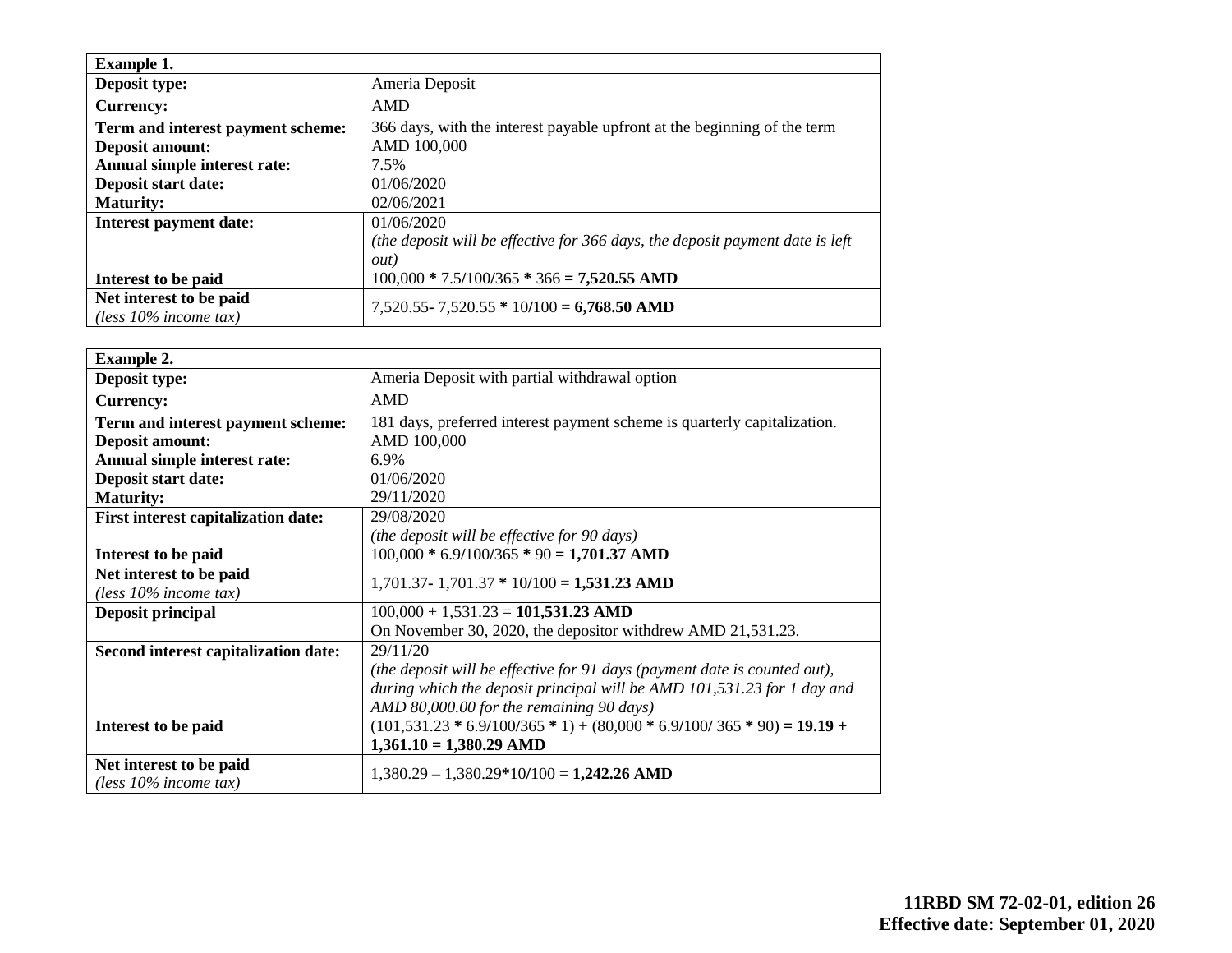| Example 1. | |
|---|---|
| **Deposit type:** | Ameria Deposit |
| **Currency:** | AMD |
| **Term and interest payment scheme:** | 366 days, with the interest payable upfront at the beginning of the term |
| **Deposit amount:** | AMD 100,000 |
| **Annual simple interest rate:** | 7.5% |
| **Deposit start date:** | 01/06/2020 |
| **Maturity:** | 02/06/2021 |
| **Interest payment date:** | 01/06/2020<br>*(the deposit will be effective for 366 days, the deposit payment date is left out)* |
| **Interest to be paid** | 100,000 * 7.5/100/365 * 366 = **7,520.55 AMD** |
| **Net interest to be paid**<br>*(less 10% income tax)* | 7,520.55- 7,520.55 * 10/100 = **6,768.50 AMD** |

| Example 2. | |
|---|---|
| **Deposit type:** | Ameria Deposit with partial withdrawal option |
| **Currency:** | AMD |
| **Term and interest payment scheme:** | 181 days, preferred interest payment scheme is quarterly capitalization. |
| **Deposit amount:** | AMD 100,000 |
| **Annual simple interest rate:** | 6.9% |
| **Deposit start date:** | 01/06/2020 |
| **Maturity:** | 29/11/2020 |
| **First interest capitalization date:** | 29/08/2020<br>*(the deposit will be effective for 90 days)* |
| **Interest to be paid** | 100,000 * 6.9/100/365 * 90 = **1,701.37 AMD** |
| **Net interest to be paid**<br>*(less 10% income tax)* | 1,701.37- 1,701.37 * 10/100 = **1,531.23 AMD** |
| **Deposit principal** | 100,000 + 1,531.23 = **101,531.23 AMD**<br>On November 30, 2020, the depositor withdrew AMD 21,531.23. |
| **Second interest capitalization date:** | 29/11/20<br>*(the deposit will be effective for 91 days (payment date is counted out), during which the deposit principal will be AMD 101,531.23 for 1 day and AMD 80,000.00 for the remaining 90 days)* |
| **Interest to be paid** | (101,531.23 * 6.9/100/365 * 1) + (80,000 * 6.9/100/ 365 * 90) = **19.19 + 1,361.10 = 1,380.29 AMD** |
| **Net interest to be paid**<br>*(less 10% income tax)* | 1,380.29 – 1,380.29*10/100 = **1,242.26 AMD** |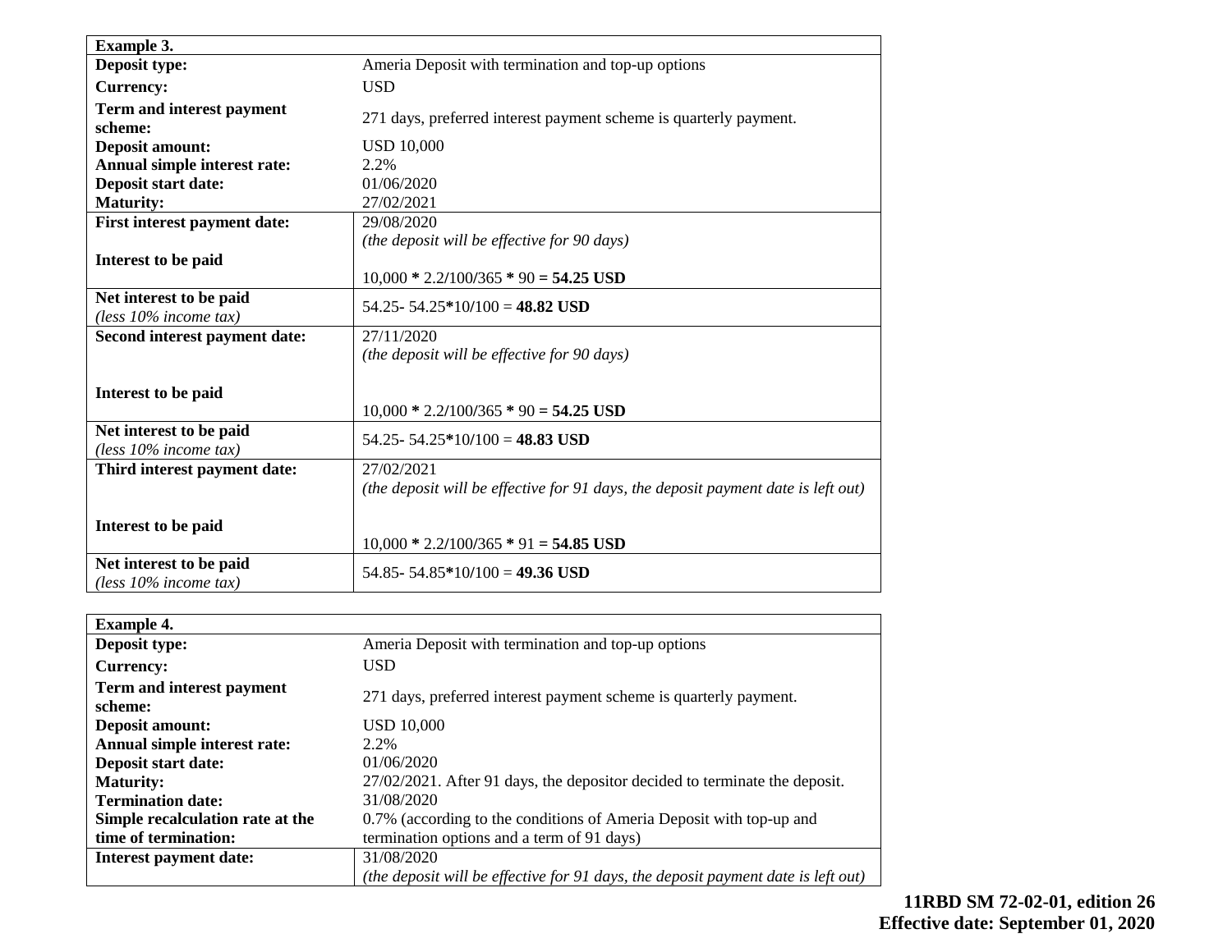| Example 3. | |
|---|---|
| **Deposit type:** | Ameria Deposit with termination and top-up options |
| **Currency:** | USD |
| **Term and interest payment scheme:** | 271 days, preferred interest payment scheme is quarterly payment. |
| **Deposit amount:** | USD 10,000 |
| **Annual simple interest rate:** | 2.2% |
| **Deposit start date:** | 01/06/2020 |
| **Maturity:** | 27/02/2021 |
| **First interest payment date:** <br><br> **Interest to be paid** | 29/08/2020 <br> *(the deposit will be effective for 90 days)* <br><br> 10,000 * 2.2/100/365 * 90 **= 54.25 USD** |
| **Net interest to be paid** <br> *(less 10% income tax)* | 54.25- 54.25*10/100 = **48.82 USD** |
| **Second interest payment date:** <br><br> **Interest to be paid** | 27/11/2020 <br> *(the deposit will be effective for 90 days)* <br><br> 10,000 * 2.2/100/365 * 90 **= 54.25 USD** |
| **Net interest to be paid** <br> *(less 10% income tax)* | 54.25- 54.25*10/100 = **48.83 USD** |
| **Third interest payment date:** <br><br> **Interest to be paid** | 27/02/2021 <br> *(the deposit will be effective for 91 days, the deposit payment date is left out)* <br><br> 10,000 * 2.2/100/365 * 91 **= 54.85 USD** |
| **Net interest to be paid** <br> *(less 10% income tax)* | 54.85- 54.85*10/100 = **49.36 USD** |

| Example 4. | |
|---|---|
| **Deposit type:** | Ameria Deposit with termination and top-up options |
| **Currency:** | USD |
| **Term and interest payment scheme:** | 271 days, preferred interest payment scheme is quarterly payment. |
| **Deposit amount:** | USD 10,000 |
| **Annual simple interest rate:** | 2.2% |
| **Deposit start date:** | 01/06/2020 |
| **Maturity:** | 27/02/2021. After 91 days, the depositor decided to terminate the deposit. |
| **Termination date:** | 31/08/2020 |
| **Simple recalculation rate at the time of termination:** | 0.7% (according to the conditions of Ameria Deposit with top-up and termination options and a term of 91 days) |
| **Interest payment date:** | 31/08/2020 <br> *(the deposit will be effective for 91 days, the deposit payment date is left out)* |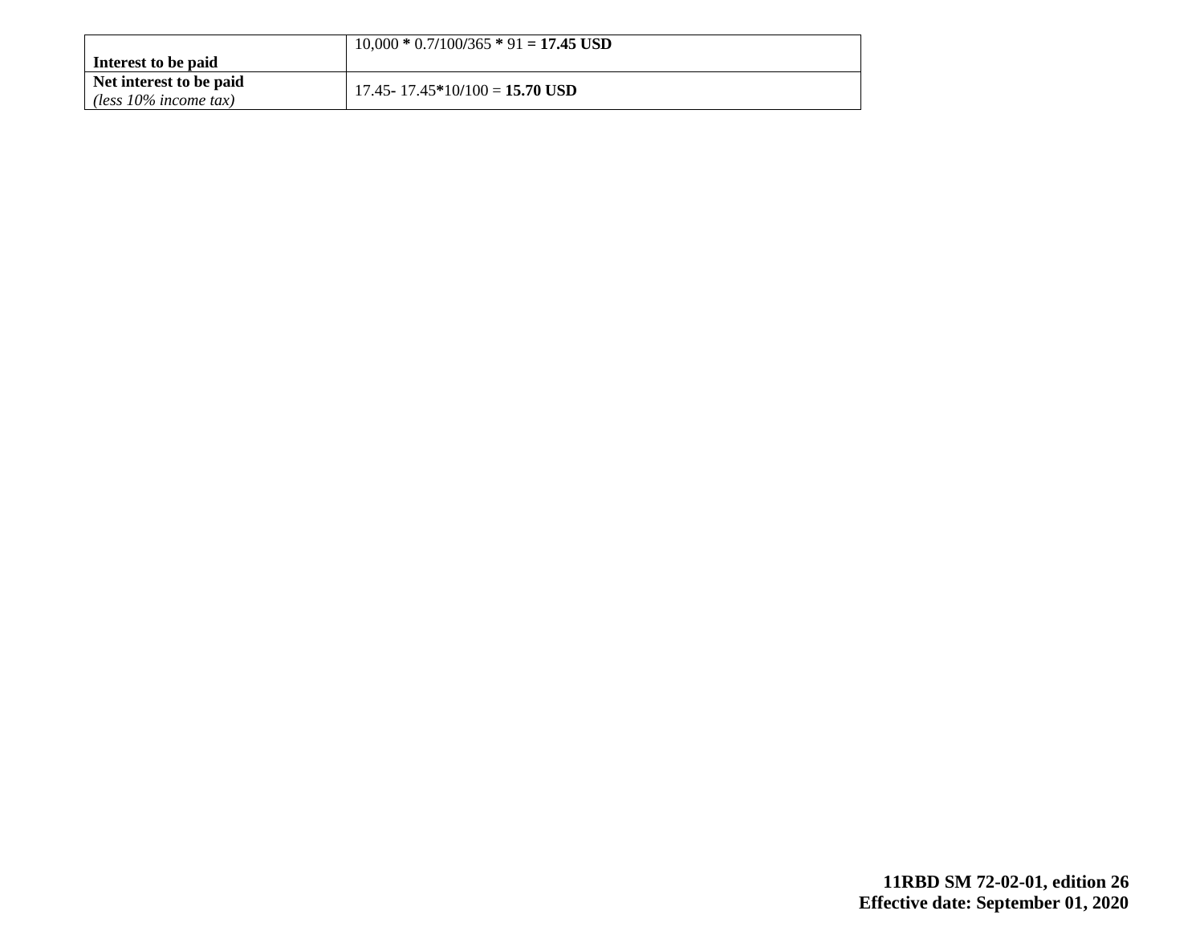| | |
|---|---|
| **Interest to be paid** | 10,000 **\*** 0.7/100/365 **\*** 91 **= 17.45 USD** |
| **Net interest to be paid**<br>*(less 10% income tax)* | 17.45- 17.45**\***10/100 = **15.70 USD** |